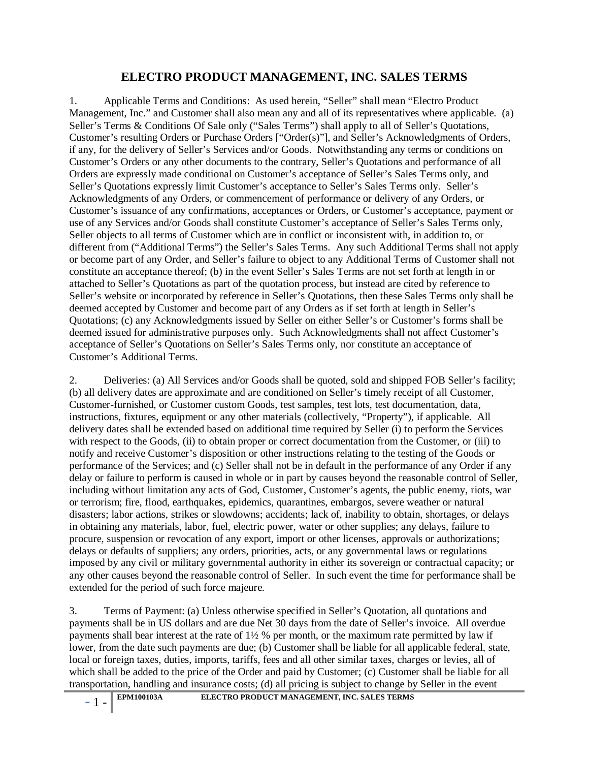# ELECTRO PRODUCT MANAGEMENT, INC. SALES TERMS

1. Applicable Terms and Conditions: As used herein, "Seller" shall mean "Electro Product Management, Inc." and Customer shall also mean any and all of its representatives where applicable. (a) Seller's Terms & Conditions Of Sale only ("Sales Terms") shall apply to all of Seller's Quotations, Customer's resulting Orders or Purchase Orders ["Order(s)"], and Seller's Acknowledgments of Orders, if any, for the delivery of Seller's Services and/or Goods. Notwithstanding any terms or conditions on Customer's Orders or any other documents to the contrary, Seller's Quotations and performance of all Orders are expressly made conditional on Customer's acceptance of Seller's Sales Terms only, and Seller's Quotations expressly limit Customer's acceptance to Seller's Sales Terms only. Seller's Acknowledgments of any Orders, or commencement of performance or delivery of any Orders, or Customer's issuance of any confirmations, acceptances or Orders, or Customer's acceptance, payment or use of any Services and/or Goods shall constitute Customer's acceptance of Seller's Sales Terms only, Seller objects to all terms of Customer which are in conflict or inconsistent with, in addition to, or different from ("Additional Terms") the Seller's Sales Terms. Any such Additional Terms shall not apply or become part of any Order, and Seller's failure to object to any Additional Terms of Customer shall not constitute an acceptance thereof; (b) in the event Seller's Sales Terms are not set forth at length in or attached to Seller's Quotations as part of the quotation process, but instead are cited by reference to Seller's website or incorporated by reference in Seller's Quotations, then these Sales Terms only shall be deemed accepted by Customer and become part of any Orders as if set forth at length in Seller's Quotations; (c) any Acknowledgments issued by Seller on either Seller's or Customer's forms shall be deemed issued for administrative purposes only. Such Acknowledgments shall not affect Customer's acceptance of Seller's Quotations on Seller's Sales Terms only, nor constitute an acceptance of Customer's Additional Terms.

2. Deliveries: (a) All Services and/or Goods shall be quoted, sold and shipped FOB Seller's facility; (b) all delivery dates are approximate and are conditioned on Seller's timely receipt of all Customer, Customer-furnished, or Customer custom Goods, test samples, test lots, test documentation, data, instructions, fixtures, equipment or any other materials (collectively, "Property"), if applicable. All delivery dates shall be extended based on additional time required by Seller (i) to perform the Services with respect to the Goods, (ii) to obtain proper or correct documentation from the Customer, or (iii) to notify and receive Customer's disposition or other instructions relating to the testing of the Goods or performance of the Services; and (c) Seller shall not be in default in the performance of any Order if any delay or failure to perform is caused in whole or in part by causes beyond the reasonable control of Seller, including without limitation any acts of God, Customer, Customer's agents, the public enemy, riots, war or terrorism; fire, flood, earthquakes, epidemics, quarantines, embargos, severe weather or natural disasters; labor actions, strikes or slowdowns; accidents; lack of, inability to obtain, shortages, or delays in obtaining any materials, labor, fuel, electric power, water or other supplies; any delays, failure to procure, suspension or revocation of any export, import or other licenses, approvals or authorizations; delays or defaults of suppliers; any orders, priorities, acts, or any governmental laws or regulations imposed by any civil or military governmental authority in either its sovereign or contractual capacity; or any other causes beyond the reasonable control of Seller. In such event the time for performance shall be extended for the period of such force majeure.

3. Terms of Payment: (a) Unless otherwise specified in Seller's Quotation, all quotations and payments shall be in US dollars and are due Net 30 days from the date of Seller's invoice. All overdue payments shall bear interest at the rate of 1½ % per month, or the maximum rate permitted by law if lower, from the date such payments are due; (b) Customer shall be liable for all applicable federal, state, local or foreign taxes, duties, imports, tariffs, fees and all other similar taxes, charges or levies, all of which shall be added to the price of the Order and paid by Customer; (c) Customer shall be liable for all transportation, handling and insurance costs; (d) all pricing is subject to change by Seller in the event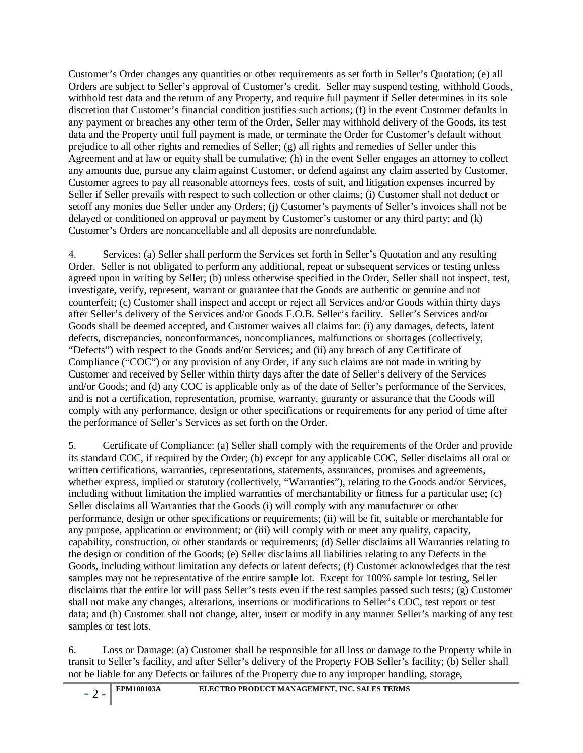Customer's Order changes any quantities or other requirements as set forth in Seller's Quotation; (e) all Orders are subject to Seller's approval of Customer's credit. Seller may suspend testing, withhold Goods, withhold test data and the return of any Property, and require full payment if Seller determines in its sole discretion that Customer's financial condition justifies such actions; (f) in the event Customer defaults in any payment or breaches any other term of the Order, Seller may withhold delivery of the Goods, its test data and the Property until full payment is made, or terminate the Order for Customer's default without prejudice to all other rights and remedies of Seller; (g) all rights and remedies of Seller under this Agreement and at law or equity shall be cumulative; (h) in the event Seller engages an attorney to collect any amounts due, pursue any claim against Customer, or defend against any claim asserted by Customer, Customer agrees to pay all reasonable attorneys fees, costs of suit, and litigation expenses incurred by Seller if Seller prevails with respect to such collection or other claims; (i) Customer shall not deduct or setoff any monies due Seller under any Orders; (j) Customer's payments of Seller's invoices shall not be delayed or conditioned on approval or payment by Customer's customer or any third party; and (k) Customer's Orders are noncancellable and all deposits are nonrefundable.

4. Services: (a) Seller shall perform the Services set forth in Seller's Quotation and any resulting Order. Seller is not obligated to perform any additional, repeat or subsequent services or testing unless agreed upon in writing by Seller; (b) unless otherwise specified in the Order, Seller shall not inspect, test, investigate, verify, represent, warrant or guarantee that the Goods are authentic or genuine and not counterfeit; (c) Customer shall inspect and accept or reject all Services and/or Goods within thirty days after Seller's delivery of the Services and/or Goods F.O.B. Seller's facility. Seller's Services and/or Goods shall be deemed accepted, and Customer waives all claims for: (i) any damages, defects, latent defects, discrepancies, nonconformances, noncompliances, malfunctions or shortages (collectively, "Defects") with respect to the Goods and/or Services; and (ii) any breach of any Certificate of Compliance ("COC") or any provision of any Order, if any such claims are not made in writing by Customer and received by Seller within thirty days after the date of Seller's delivery of the Services and/or Goods; and (d) any COC is applicable only as of the date of Seller's performance of the Services, and is not a certification, representation, promise, warranty, guaranty or assurance that the Goods will comply with any performance, design or other specifications or requirements for any period of time after the performance of Seller's Services as set forth on the Order.

5. Certificate of Compliance: (a) Seller shall comply with the requirements of the Order and provide its standard COC, if required by the Order; (b) except for any applicable COC, Seller disclaims all oral or written certifications, warranties, representations, statements, assurances, promises and agreements, whether express, implied or statutory (collectively, "Warranties"), relating to the Goods and/or Services, including without limitation the implied warranties of merchantability or fitness for a particular use; (c) Seller disclaims all Warranties that the Goods (i) will comply with any manufacturer or other performance, design or other specifications or requirements; (ii) will be fit, suitable or merchantable for any purpose, application or environment; or (iii) will comply with or meet any quality, capacity, capability, construction, or other standards or requirements; (d) Seller disclaims all Warranties relating to the design or condition of the Goods; (e) Seller disclaims all liabilities relating to any Defects in the Goods, including without limitation any defects or latent defects; (f) Customer acknowledges that the test samples may not be representative of the entire sample lot. Except for 100% sample lot testing, Seller disclaims that the entire lot will pass Seller's tests even if the test samples passed such tests; (g) Customer shall not make any changes, alterations, insertions or modifications to Seller's COC, test report or test data; and (h) Customer shall not change, alter, insert or modify in any manner Seller's marking of any test samples or test lots.

6. Loss or Damage: (a) Customer shall be responsible for all loss or damage to the Property while in transit to Seller's facility, and after Seller's delivery of the Property FOB Seller's facility; (b) Seller shall not be liable for any Defects or failures of the Property due to any improper handling, storage,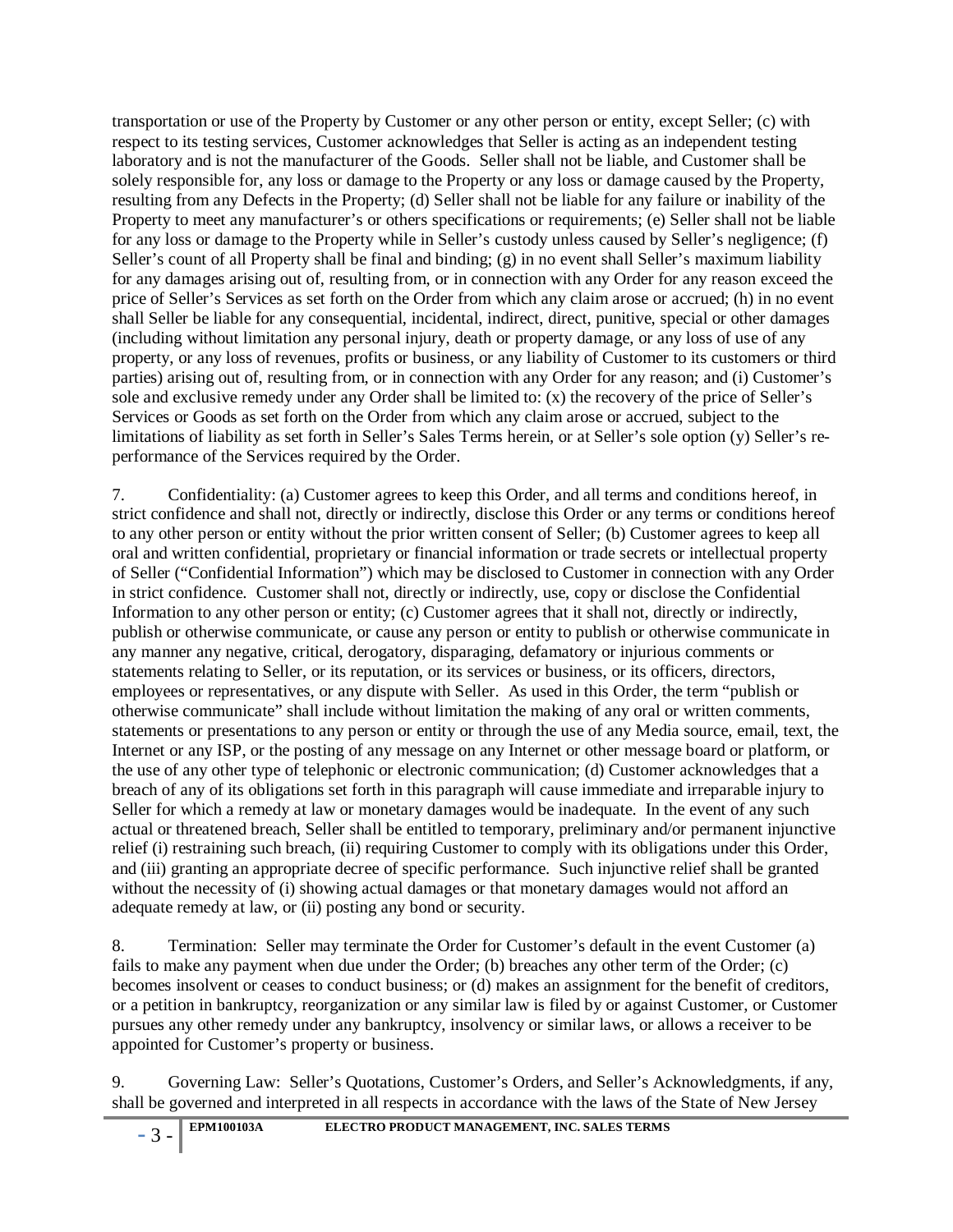transportation or use of the Property by Customer or any other person or entity, except Seller; (c) with respect to its testing services, Customer acknowledges that Seller is acting as an independent testing laboratory and is not the manufacturer of the Goods. Seller shall not be liable, and Customer shall be solely responsible for, any loss or damage to the Property or any loss or damage caused by the Property, resulting from any Defects in the Property; (d) Seller shall not be liable for any failure or inability of the Property to meet any manufacturer's or others specifications or requirements; (e) Seller shall not be liable for any loss or damage to the Property while in Seller's custody unless caused by Seller's negligence; (f) Seller's count of all Property shall be final and binding; (g) in no event shall Seller's maximum liability for any damages arising out of, resulting from, or in connection with any Order for any reason exceed the price of Seller's Services as set forth on the Order from which any claim arose or accrued; (h) in no event shall Seller be liable for any consequential, incidental, indirect, direct, punitive, special or other damages (including without limitation any personal injury, death or property damage, or any loss of use of any property, or any loss of revenues, profits or business, or any liability of Customer to its customers or third parties) arising out of, resulting from, or in connection with any Order for any reason; and (i) Customer's sole and exclusive remedy under any Order shall be limited to: (x) the recovery of the price of Seller's Services or Goods as set forth on the Order from which any claim arose or accrued, subject to the limitations of liability as set forth in Seller's Sales Terms herein, or at Seller's sole option (y) Seller's re-performance of the Services required by the Order.

7. Confidentiality: (a) Customer agrees to keep this Order, and all terms and conditions hereof, in strict confidence and shall not, directly or indirectly, disclose this Order or any terms or conditions hereof to any other person or entity without the prior written consent of Seller; (b) Customer agrees to keep all oral and written confidential, proprietary or financial information or trade secrets or intellectual property of Seller ("Confidential Information") which may be disclosed to Customer in connection with any Order in strict confidence. Customer shall not, directly or indirectly, use, copy or disclose the Confidential Information to any other person or entity; (c) Customer agrees that it shall not, directly or indirectly, publish or otherwise communicate, or cause any person or entity to publish or otherwise communicate in any manner any negative, critical, derogatory, disparaging, defamatory or injurious comments or statements relating to Seller, or its reputation, or its services or business, or its officers, directors, employees or representatives, or any dispute with Seller. As used in this Order, the term "publish or otherwise communicate" shall include without limitation the making of any oral or written comments, statements or presentations to any person or entity or through the use of any Media source, email, text, the Internet or any ISP, or the posting of any message on any Internet or other message board or platform, or the use of any other type of telephonic or electronic communication; (d) Customer acknowledges that a breach of any of its obligations set forth in this paragraph will cause immediate and irreparable injury to Seller for which a remedy at law or monetary damages would be inadequate. In the event of any such actual or threatened breach, Seller shall be entitled to temporary, preliminary and/or permanent injunctive relief (i) restraining such breach, (ii) requiring Customer to comply with its obligations under this Order, and (iii) granting an appropriate decree of specific performance. Such injunctive relief shall be granted without the necessity of (i) showing actual damages or that monetary damages would not afford an adequate remedy at law, or (ii) posting any bond or security.

8. Termination: Seller may terminate the Order for Customer's default in the event Customer (a) fails to make any payment when due under the Order; (b) breaches any other term of the Order; (c) becomes insolvent or ceases to conduct business; or (d) makes an assignment for the benefit of creditors, or a petition in bankruptcy, reorganization or any similar law is filed by or against Customer, or Customer pursues any other remedy under any bankruptcy, insolvency or similar laws, or allows a receiver to be appointed for Customer's property or business.

9. Governing Law: Seller's Quotations, Customer's Orders, and Seller's Acknowledgments, if any, shall be governed and interpreted in all respects in accordance with the laws of the State of New Jersey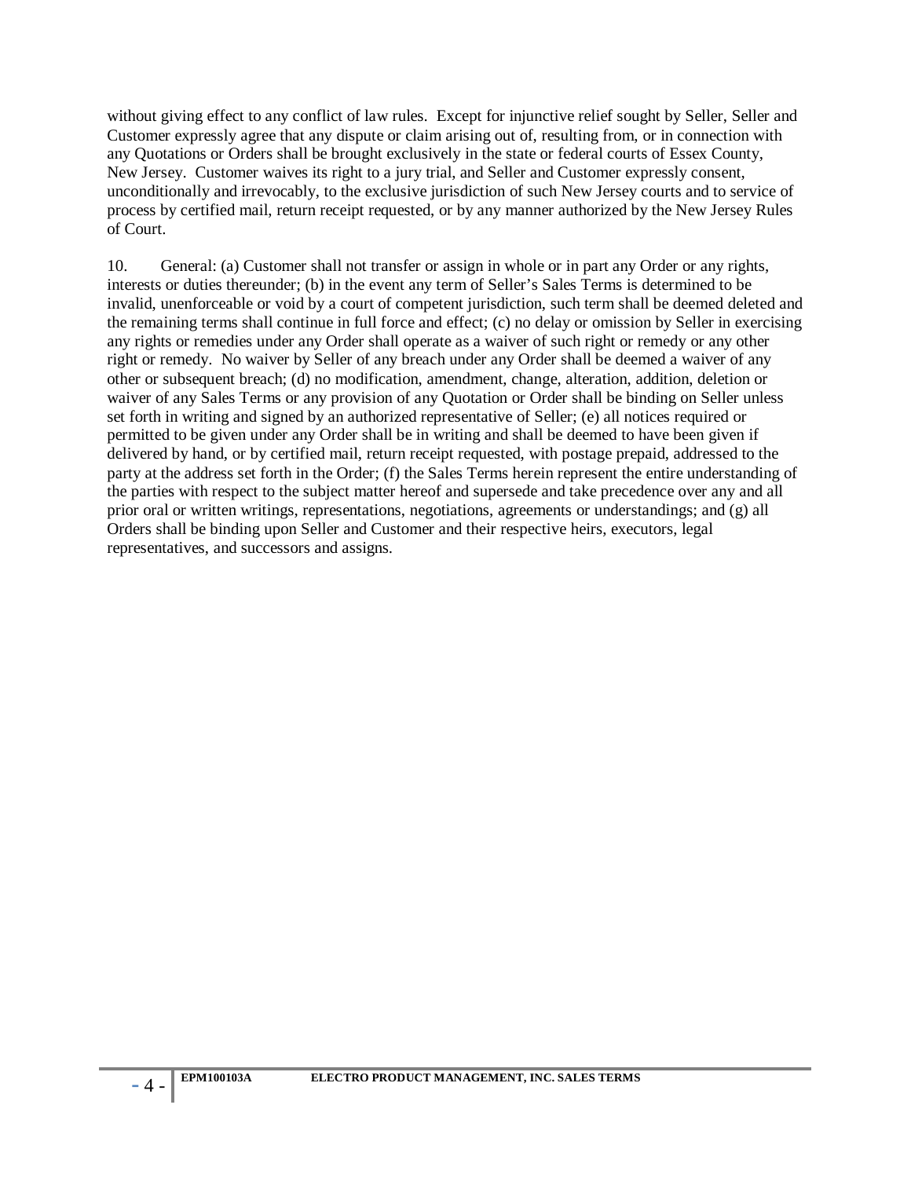without giving effect to any conflict of law rules. Except for injunctive relief sought by Seller, Seller and Customer expressly agree that any dispute or claim arising out of, resulting from, or in connection with any Quotations or Orders shall be brought exclusively in the state or federal courts of Essex County, New Jersey. Customer waives its right to a jury trial, and Seller and Customer expressly consent, unconditionally and irrevocably, to the exclusive jurisdiction of such New Jersey courts and to service of process by certified mail, return receipt requested, or by any manner authorized by the New Jersey Rules of Court.

10. General: (a) Customer shall not transfer or assign in whole or in part any Order or any rights, interests or duties thereunder; (b) in the event any term of Seller's Sales Terms is determined to be invalid, unenforceable or void by a court of competent jurisdiction, such term shall be deemed deleted and the remaining terms shall continue in full force and effect; (c) no delay or omission by Seller in exercising any rights or remedies under any Order shall operate as a waiver of such right or remedy or any other right or remedy. No waiver by Seller of any breach under any Order shall be deemed a waiver of any other or subsequent breach; (d) no modification, amendment, change, alteration, addition, deletion or waiver of any Sales Terms or any provision of any Quotation or Order shall be binding on Seller unless set forth in writing and signed by an authorized representative of Seller; (e) all notices required or permitted to be given under any Order shall be in writing and shall be deemed to have been given if delivered by hand, or by certified mail, return receipt requested, with postage prepaid, addressed to the party at the address set forth in the Order; (f) the Sales Terms herein represent the entire understanding of the parties with respect to the subject matter hereof and supersede and take precedence over any and all prior oral or written writings, representations, negotiations, agreements or understandings; and (g) all Orders shall be binding upon Seller and Customer and their respective heirs, executors, legal representatives, and successors and assigns.